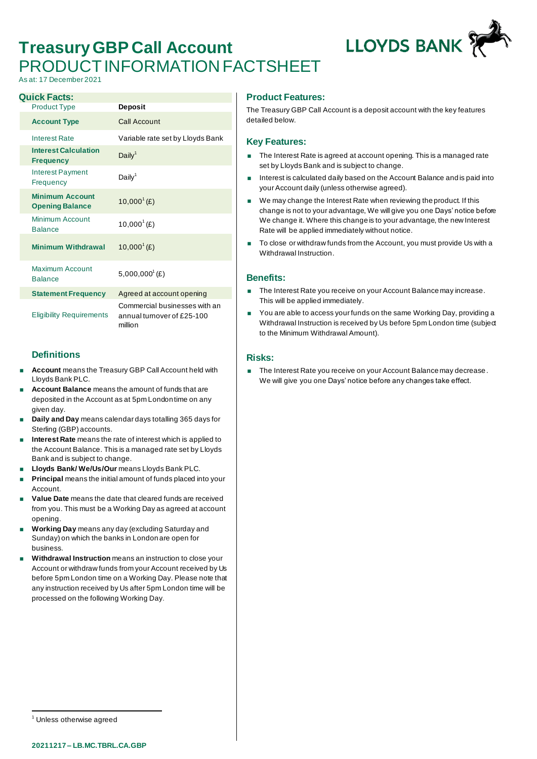# Treasury GBP Call Account

## PRODUCT INFORMATION FACTSHEET

As at: 17 December 2021

### Quick Facts:

| Product Type | Deposit |
|---|---|
| Account Type | Call Account |
| Interest Rate | Variable rate set by Lloyds Bank |
| Interest Calculation Frequency | Daily[1] |
| Interest Payment Frequency | Daily[1] |
| Minimum Account Opening Balance | 10,000[1] (£) |
| Minimum Account Balance | 10,000[1] (£) |
| Minimum Withdrawal | 10,000[1] (£) |
| Maximum Account Balance | 5,000,000[1] (£) |
| Statement Frequency | Agreed at account opening |
| Eligibility Requirements | Commercial businesses with an annual turnover of £25-100 million |

### Definitions

- **Account** means the Treasury GBP Call Account held with Lloyds Bank PLC.
- **Account Balance** means the amount of funds that are deposited in the Account as at 5pm London time on any given day.
- **Daily and Day** means calendar days totalling 365 days for Sterling (GBP) accounts.
- **Interest Rate** means the rate of interest which is applied to the Account Balance. This is a managed rate set by Lloyds Bank and is subject to change.
- **Lloyds Bank/ We/Us/Our** means Lloyds Bank PLC.
- **Principal** means the initial amount of funds placed into your Account.
- **Value Date** means the date that cleared funds are received from you. This must be a Working Day as agreed at account opening.
- **Working Day** means any day (excluding Saturday and Sunday) on which the banks in London are open for business.
- **Withdrawal Instruction** means an instruction to close your Account or withdraw funds from your Account received by Us before 5pm London time on a Working Day. Please note that any instruction received by Us after 5pm London time will be processed on the following Working Day.

### Product Features:

The Treasury GBP Call Account is a deposit account with the key features detailed below.

### Key Features:

- The Interest Rate is agreed at account opening. This is a managed rate set by Lloyds Bank and is subject to change.
- Interest is calculated daily based on the Account Balance and is paid into your Account daily (unless otherwise agreed).
- We may change the Interest Rate when reviewing the product. If this change is not to your advantage, We will give you one Days' notice before We change it. Where this change is to your advantage, the new Interest Rate will be applied immediately without notice.
- To close or withdraw funds from the Account, you must provide Us with a Withdrawal Instruction.

### Benefits:

- The Interest Rate you receive on your Account Balance may increase. This will be applied immediately.
- You are able to access your funds on the same Working Day, providing a Withdrawal Instruction is received by Us before 5pm London time (subject to the Minimum Withdrawal Amount).

### Risks:

- The Interest Rate you receive on your Account Balance may decrease. We will give you one Days' notice before any changes take effect.

[1] Unless otherwise agreed

20211217 – LB.MC.TBRL.CA.GBP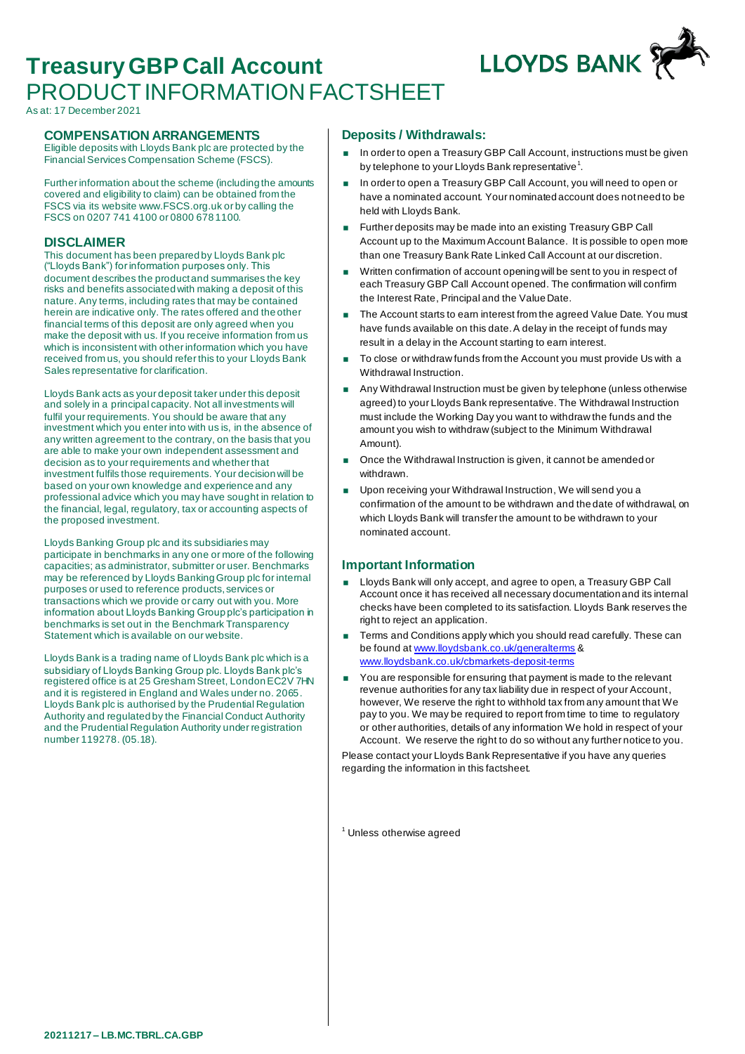# Treasury GBP Call Account

PRODUCT INFORMATION FACTSHEET

As at: 17 December 2021

## COMPENSATION ARRANGEMENTS

Eligible deposits with Lloyds Bank plc are protected by the Financial Services Compensation Scheme (FSCS).

Further information about the scheme (including the amounts covered and eligibility to claim) can be obtained from the FSCS via its website www.FSCS.org.uk or by calling the FSCS on 0207 741 4100 or 0800 678 1100.

## DISCLAIMER

This document has been prepared by Lloyds Bank plc ("Lloyds Bank") for information purposes only. This document describes the product and summarises the key risks and benefits associated with making a deposit of this nature. Any terms, including rates that may be contained herein are indicative only. The rates offered and the other financial terms of this deposit are only agreed when you make the deposit with us. If you receive information from us which is inconsistent with other information which you have received from us, you should refer this to your Lloyds Bank Sales representative for clarification.

Lloyds Bank acts as your deposit taker under this deposit and solely in a principal capacity. Not all investments will fulfil your requirements. You should be aware that any investment which you enter into with us is, in the absence of any written agreement to the contrary, on the basis that you are able to make your own independent assessment and decision as to your requirements and whether that investment fulfils those requirements. Your decision will be based on your own knowledge and experience and any professional advice which you may have sought in relation to the financial, legal, regulatory, tax or accounting aspects of the proposed investment.

Lloyds Banking Group plc and its subsidiaries may participate in benchmarks in any one or more of the following capacities; as administrator, submitter or user. Benchmarks may be referenced by Lloyds Banking Group plc for internal purposes or used to reference products, services or transactions which we provide or carry out with you. More information about Lloyds Banking Group plc's participation in benchmarks is set out in the Benchmark Transparency Statement which is available on our website.

Lloyds Bank is a trading name of Lloyds Bank plc which is a subsidiary of Lloyds Banking Group plc. Lloyds Bank plc's registered office is at 25 Gresham Street, London EC2V 7HN and it is registered in England and Wales under no. 2065. Lloyds Bank plc is authorised by the Prudential Regulation Authority and regulated by the Financial Conduct Authority and the Prudential Regulation Authority under registration number 119278. (05.18).

## Deposits / Withdrawals:

- In order to open a Treasury GBP Call Account, instructions must be given by telephone to your Lloyds Bank representative[1].
- In order to open a Treasury GBP Call Account, you will need to open or have a nominated account. Your nominated account does not need to be held with Lloyds Bank.
- Further deposits may be made into an existing Treasury GBP Call Account up to the Maximum Account Balance. It is possible to open more than one Treasury Bank Rate Linked Call Account at our discretion.
- Written confirmation of account opening will be sent to you in respect of each Treasury GBP Call Account opened. The confirmation will confirm the Interest Rate, Principal and the Value Date.
- The Account starts to earn interest from the agreed Value Date. You must have funds available on this date. A delay in the receipt of funds may result in a delay in the Account starting to earn interest.
- To close or withdraw funds from the Account you must provide Us with a Withdrawal Instruction.
- Any Withdrawal Instruction must be given by telephone (unless otherwise agreed) to your Lloyds Bank representative. The Withdrawal Instruction must include the Working Day you want to withdraw the funds and the amount you wish to withdraw (subject to the Minimum Withdrawal Amount).
- Once the Withdrawal Instruction is given, it cannot be amended or withdrawn.
- Upon receiving your Withdrawal Instruction, We will send you a confirmation of the amount to be withdrawn and the date of withdrawal, on which Lloyds Bank will transfer the amount to be withdrawn to your nominated account.

## Important Information

- Lloyds Bank will only accept, and agree to open, a Treasury GBP Call Account once it has received all necessary documentation and its internal checks have been completed to its satisfaction. Lloyds Bank reserves the right to reject an application.
- Terms and Conditions apply which you should read carefully. These can be found at www.lloydsbank.co.uk/generalterms & www.lloydsbank.co.uk/cbmarkets-deposit-terms
- You are responsible for ensuring that payment is made to the relevant revenue authorities for any tax liability due in respect of your Account, however, We reserve the right to withhold tax from any amount that We pay to you. We may be required to report from time to time to regulatory or other authorities, details of any information We hold in respect of your Account. We reserve the right to do so without any further notice to you.

Please contact your Lloyds Bank Representative if you have any queries regarding the information in this factsheet.

[1] Unless otherwise agreed

20211217 – LB.MC.TBRL.CA.GBP